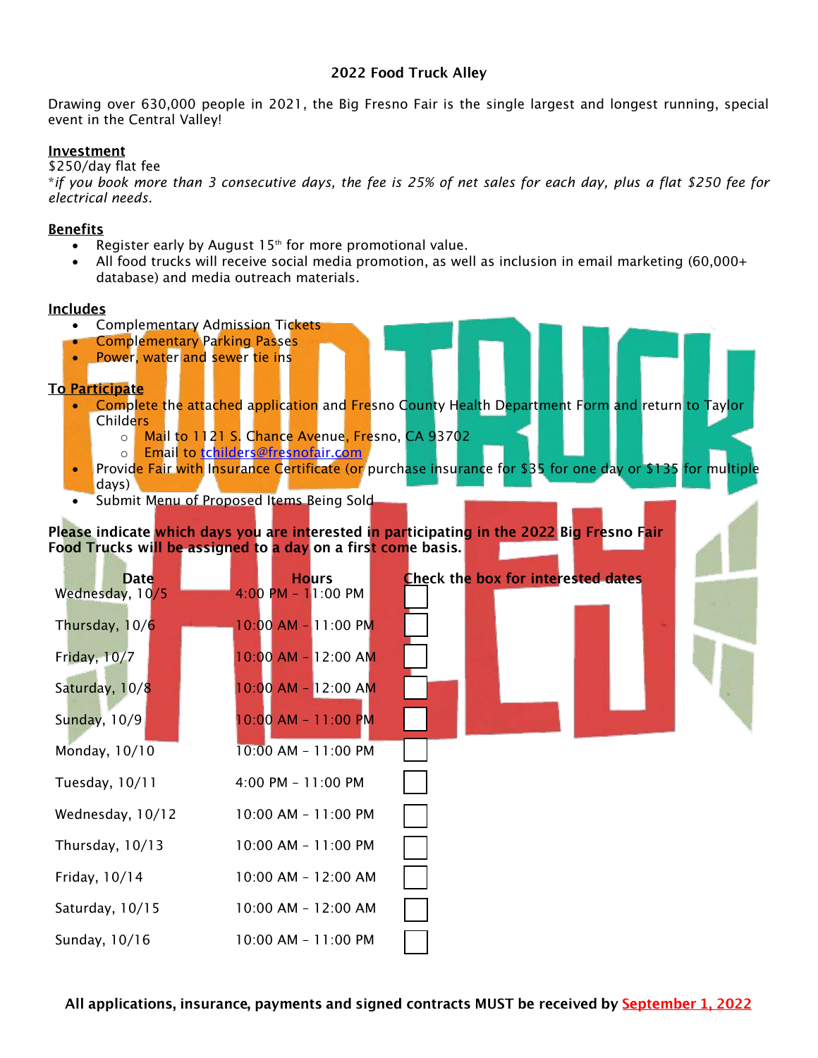# 2022 Food Truck Alley

Drawing over 630,000 people in 2021, the Big Fresno Fair is the single largest and longest running, special event in the Central Valley!

**Investment**

$250/day flat fee

*\*if you book more than 3 consecutive days, the fee is 25% of net sales for each day, plus a flat $250 fee for electrical needs.*

**Benefits**

- Register early by August 15th for more promotional value.
- All food trucks will receive social media promotion, as well as inclusion in email marketing (60,000+ database) and media outreach materials.

**Includes**

- Complementary Admission Tickets
- Complementary Parking Passes
- Power, water and sewer tie ins

**To Participate**

- Complete the attached application and Fresno County Health Department Form and return to Taylor Childers
  - Mail to 1121 S. Chance Avenue, Fresno, CA 93702
  - Email to tchilders@fresnofair.com
- Provide Fair with Insurance Certificate (or purchase insurance for $35 for one day or $135 for multiple days)
- Submit Menu of Proposed Items Being Sold

**Please indicate which days you are interested in participating in the 2022 Big Fresno Fair Food Trucks will be assigned to a day on a first come basis.**

| Date | Hours | Check the box for interested dates |
|---|---|---|
| Wednesday, 10/5 | 4:00 PM – 11:00 PM | ☐ |
| Thursday, 10/6 | 10:00 AM – 11:00 PM | ☐ |
| Friday, 10/7 | 10:00 AM – 12:00 AM | ☐ |
| Saturday, 10/8 | 10:00 AM – 12:00 AM | ☐ |
| Sunday, 10/9 | 10:00 AM – 11:00 PM | ☐ |
| Monday, 10/10 | 10:00 AM – 11:00 PM | ☐ |
| Tuesday, 10/11 | 4:00 PM – 11:00 PM | ☐ |
| Wednesday, 10/12 | 10:00 AM – 11:00 PM | ☐ |
| Thursday, 10/13 | 10:00 AM – 11:00 PM | ☐ |
| Friday, 10/14 | 10:00 AM – 12:00 AM | ☐ |
| Saturday, 10/15 | 10:00 AM – 12:00 AM | ☐ |
| Sunday, 10/16 | 10:00 AM – 11:00 PM | ☐ |

**All applications, insurance, payments and signed contracts MUST be received by September 1, 2022**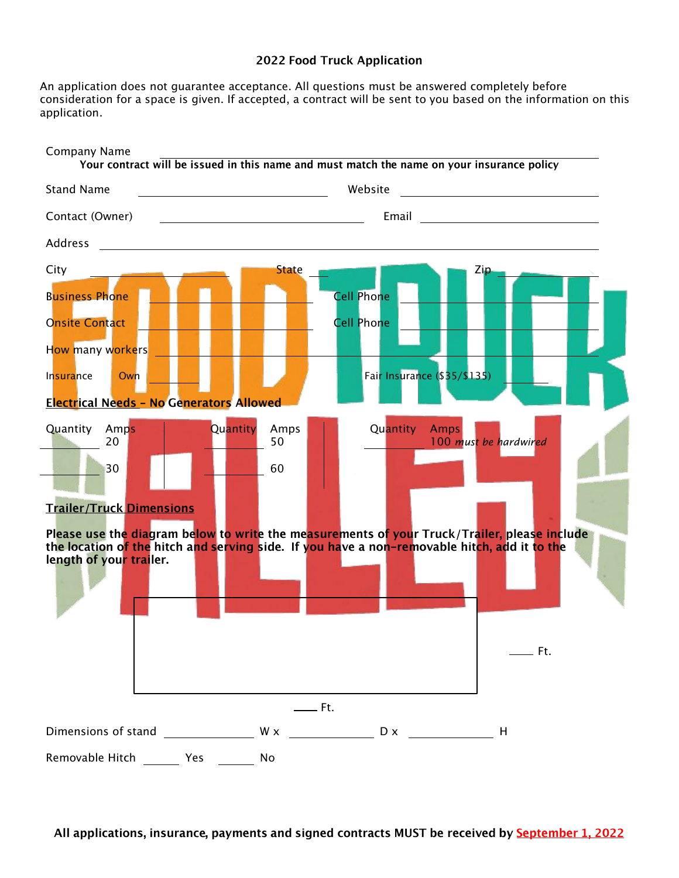### 2022 Food Truck Application

An application does not guarantee acceptance. All questions must be answered completely before consideration for a space is given. If accepted, a contract will be sent to you based on the information on this application.

Company Name ______________________________

**Your contract will be issued in this name and must match the name on your insurance policy**

Stand Name ______________________ Website ______________________

Contact (Owner) ______________________ Email ______________________

Address ______________________________

City ______________ State ______ Zip ______________

Business Phone ______________________ Cell Phone ______________________

Onsite Contact ______________________ Cell Phone ______________________

How many workers ______________________________

Insurance Own ________ Fair Insurance ($35/$135) ________

**Electrical Needs – No Generators Allowed**

| Quantity | Amps | Quantity | Amps | Quantity | Amps |
|---|---|---|---|---|---|
| ______ | 20 | ______ | 50 | ______ | 100 *must be hardwired* |
| ______ | 30 | ______ | 60 | | |

**Trailer/Truck Dimensions**

**Please use the diagram below to write the measurements of your Truck/Trailer, please include the location of the hitch and serving side. If you have a non-removable hitch, add it to the length of your trailer.**

____ Ft.

____ Ft.

Dimensions of stand ____________ W x ____________ D x ____________ H

Removable Hitch ______ Yes ______ No

**All applications, insurance, payments and signed contracts MUST be received by September 1, 2022**